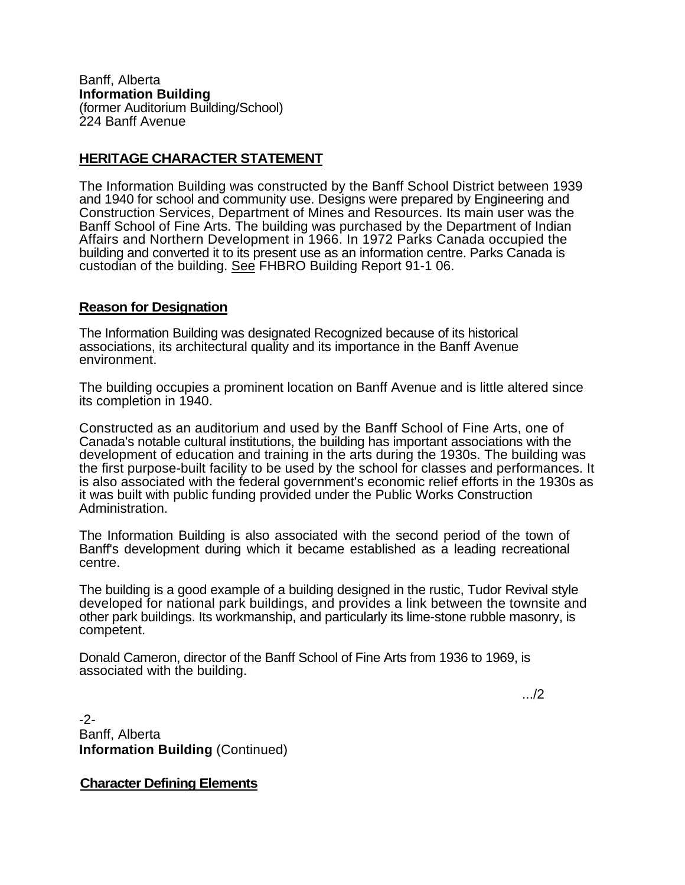Banff, Alberta
**Information Building**
(former Auditorium Building/School)
224 Banff Avenue

## HERITAGE CHARACTER STATEMENT

The Information Building was constructed by the Banff School District between 1939 and 1940 for school and community use. Designs were prepared by Engineering and Construction Services, Department of Mines and Resources. Its main user was the Banff School of Fine Arts. The building was purchased by the Department of Indian Affairs and Northern Development in 1966. In 1972 Parks Canada occupied the building and converted it to its present use as an information centre. Parks Canada is custodian of the building. See FHBRO Building Report 91-1 06.

### Reason for Designation

The Information Building was designated Recognized because of its historical associations, its architectural quality and its importance in the Banff Avenue environment.

The building occupies a prominent location on Banff Avenue and is little altered since its completion in 1940.

Constructed as an auditorium and used by the Banff School of Fine Arts, one of Canada's notable cultural institutions, the building has important associations with the development of education and training in the arts during the 1930s. The building was the first purpose-built facility to be used by the school for classes and performances. It is also associated with the federal government's economic relief efforts in the 1930s as it was built with public funding provided under the Public Works Construction Administration.

The Information Building is also associated with the second period of the town of Banff's development during which it became established as a leading recreational centre.

The building is a good example of a building designed in the rustic, Tudor Revival style developed for national park buildings, and provides a link between the townsite and other park buildings. Its workmanship, and particularly its lime-stone rubble masonry, is competent.

Donald Cameron, director of the Banff School of Fine Arts from 1936 to 1969, is associated with the building.

.../2

-2-
Banff, Alberta
**Information Building** (Continued)

### Character Defining Elements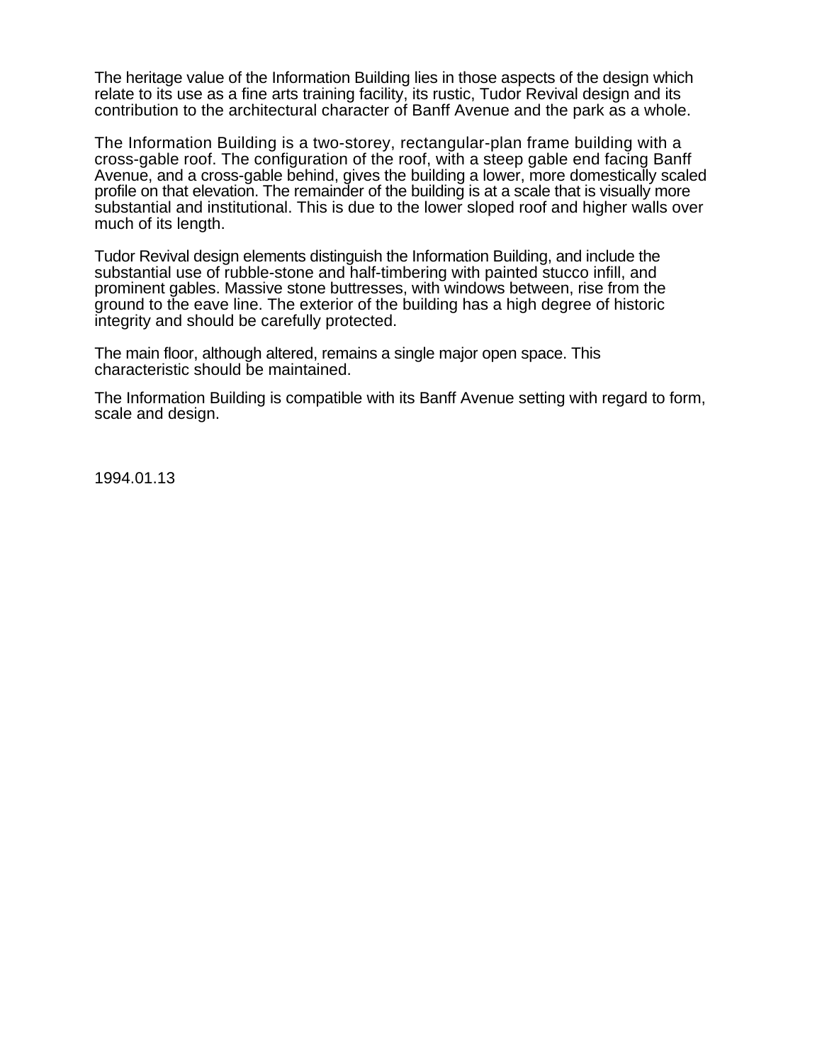The heritage value of the Information Building lies in those aspects of the design which relate to its use as a fine arts training facility, its rustic, Tudor Revival design and its contribution to the architectural character of Banff Avenue and the park as a whole.

The Information Building is a two-storey, rectangular-plan frame building with a cross-gable roof. The configuration of the roof, with a steep gable end facing Banff Avenue, and a cross-gable behind, gives the building a lower, more domestically scaled profile on that elevation. The remainder of the building is at a scale that is visually more substantial and institutional. This is due to the lower sloped roof and higher walls over much of its length.

Tudor Revival design elements distinguish the Information Building, and include the substantial use of rubble-stone and half-timbering with painted stucco infill, and prominent gables. Massive stone buttresses, with windows between, rise from the ground to the eave line. The exterior of the building has a high degree of historic integrity and should be carefully protected.

The main floor, although altered, remains a single major open space. This characteristic should be maintained.

The Information Building is compatible with its Banff Avenue setting with regard to form, scale and design.

1994.01.13